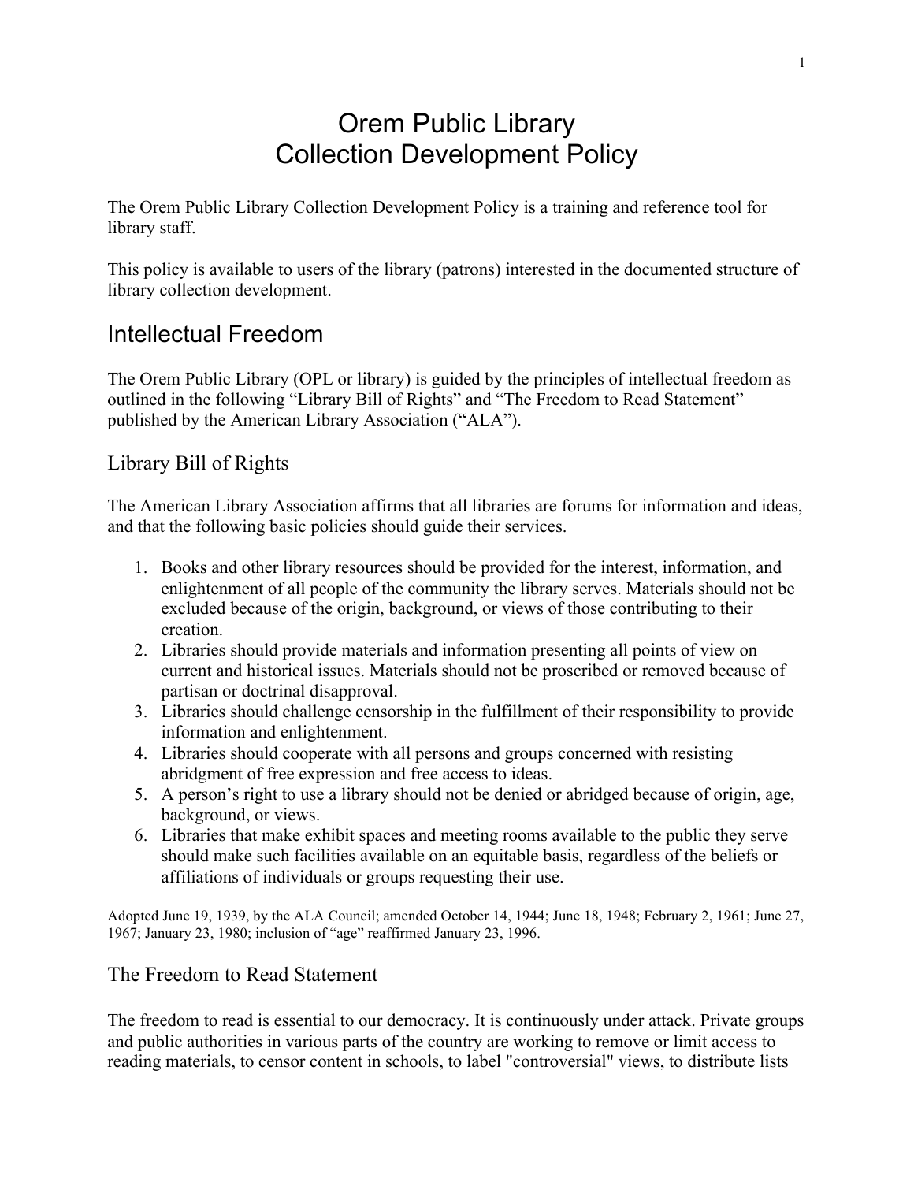# Orem Public Library
# Collection Development Policy

The Orem Public Library Collection Development Policy is a training and reference tool for library staff.

This policy is available to users of the library (patrons) interested in the documented structure of library collection development.

## Intellectual Freedom

The Orem Public Library (OPL or library) is guided by the principles of intellectual freedom as outlined in the following "Library Bill of Rights" and "The Freedom to Read Statement" published by the American Library Association ("ALA").

### Library Bill of Rights

The American Library Association affirms that all libraries are forums for information and ideas, and that the following basic policies should guide their services.

1. Books and other library resources should be provided for the interest, information, and enlightenment of all people of the community the library serves. Materials should not be excluded because of the origin, background, or views of those contributing to their creation.
2. Libraries should provide materials and information presenting all points of view on current and historical issues. Materials should not be proscribed or removed because of partisan or doctrinal disapproval.
3. Libraries should challenge censorship in the fulfillment of their responsibility to provide information and enlightenment.
4. Libraries should cooperate with all persons and groups concerned with resisting abridgment of free expression and free access to ideas.
5. A person's right to use a library should not be denied or abridged because of origin, age, background, or views.
6. Libraries that make exhibit spaces and meeting rooms available to the public they serve should make such facilities available on an equitable basis, regardless of the beliefs or affiliations of individuals or groups requesting their use.

Adopted June 19, 1939, by the ALA Council; amended October 14, 1944; June 18, 1948; February 2, 1961; June 27, 1967; January 23, 1980; inclusion of "age" reaffirmed January 23, 1996.

### The Freedom to Read Statement

The freedom to read is essential to our democracy. It is continuously under attack. Private groups and public authorities in various parts of the country are working to remove or limit access to reading materials, to censor content in schools, to label "controversial" views, to distribute lists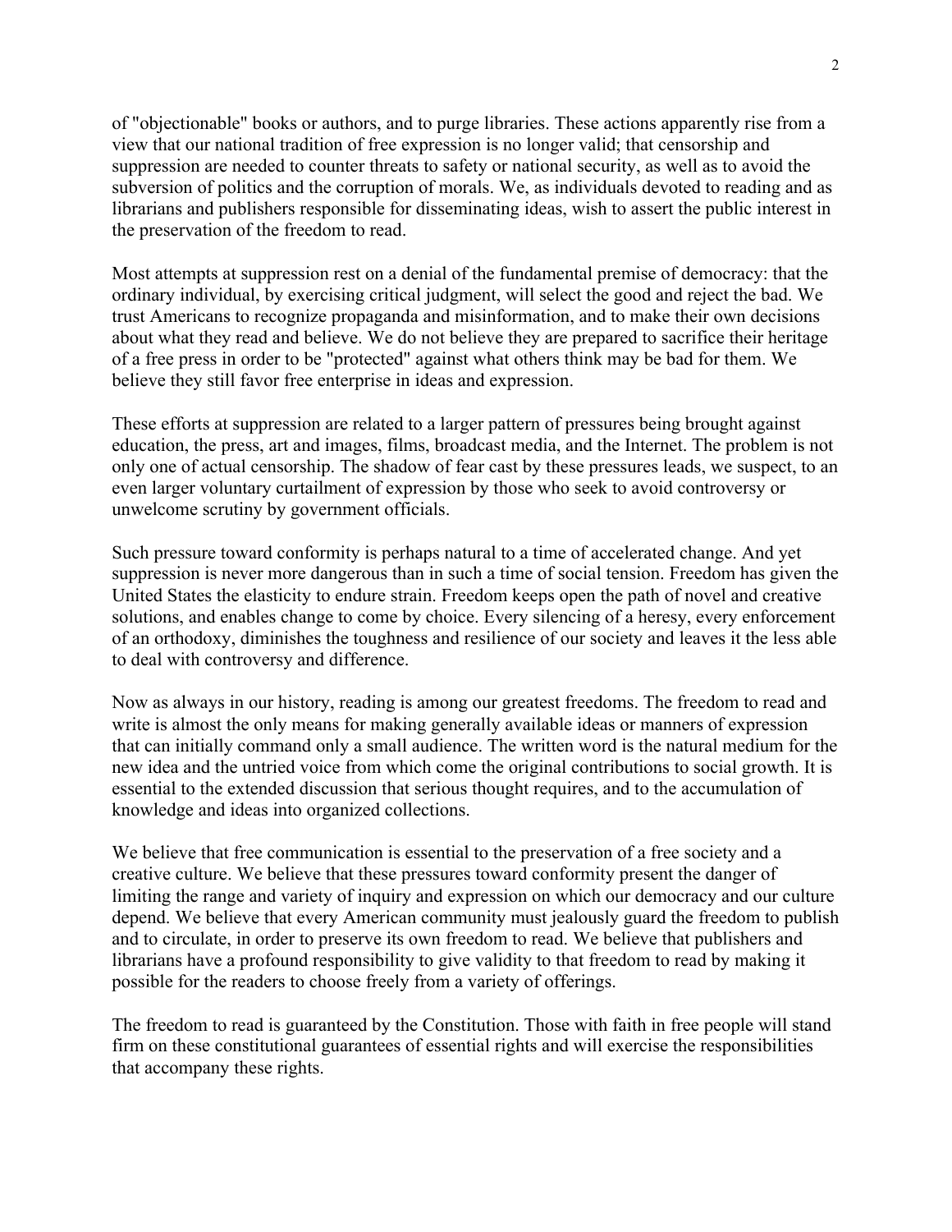of "objectionable" books or authors, and to purge libraries. These actions apparently rise from a view that our national tradition of free expression is no longer valid; that censorship and suppression are needed to counter threats to safety or national security, as well as to avoid the subversion of politics and the corruption of morals. We, as individuals devoted to reading and as librarians and publishers responsible for disseminating ideas, wish to assert the public interest in the preservation of the freedom to read.

Most attempts at suppression rest on a denial of the fundamental premise of democracy: that the ordinary individual, by exercising critical judgment, will select the good and reject the bad. We trust Americans to recognize propaganda and misinformation, and to make their own decisions about what they read and believe. We do not believe they are prepared to sacrifice their heritage of a free press in order to be "protected" against what others think may be bad for them. We believe they still favor free enterprise in ideas and expression.

These efforts at suppression are related to a larger pattern of pressures being brought against education, the press, art and images, films, broadcast media, and the Internet. The problem is not only one of actual censorship. The shadow of fear cast by these pressures leads, we suspect, to an even larger voluntary curtailment of expression by those who seek to avoid controversy or unwelcome scrutiny by government officials.

Such pressure toward conformity is perhaps natural to a time of accelerated change. And yet suppression is never more dangerous than in such a time of social tension. Freedom has given the United States the elasticity to endure strain. Freedom keeps open the path of novel and creative solutions, and enables change to come by choice. Every silencing of a heresy, every enforcement of an orthodoxy, diminishes the toughness and resilience of our society and leaves it the less able to deal with controversy and difference.

Now as always in our history, reading is among our greatest freedoms. The freedom to read and write is almost the only means for making generally available ideas or manners of expression that can initially command only a small audience. The written word is the natural medium for the new idea and the untried voice from which come the original contributions to social growth. It is essential to the extended discussion that serious thought requires, and to the accumulation of knowledge and ideas into organized collections.

We believe that free communication is essential to the preservation of a free society and a creative culture. We believe that these pressures toward conformity present the danger of limiting the range and variety of inquiry and expression on which our democracy and our culture depend. We believe that every American community must jealously guard the freedom to publish and to circulate, in order to preserve its own freedom to read. We believe that publishers and librarians have a profound responsibility to give validity to that freedom to read by making it possible for the readers to choose freely from a variety of offerings.

The freedom to read is guaranteed by the Constitution. Those with faith in free people will stand firm on these constitutional guarantees of essential rights and will exercise the responsibilities that accompany these rights.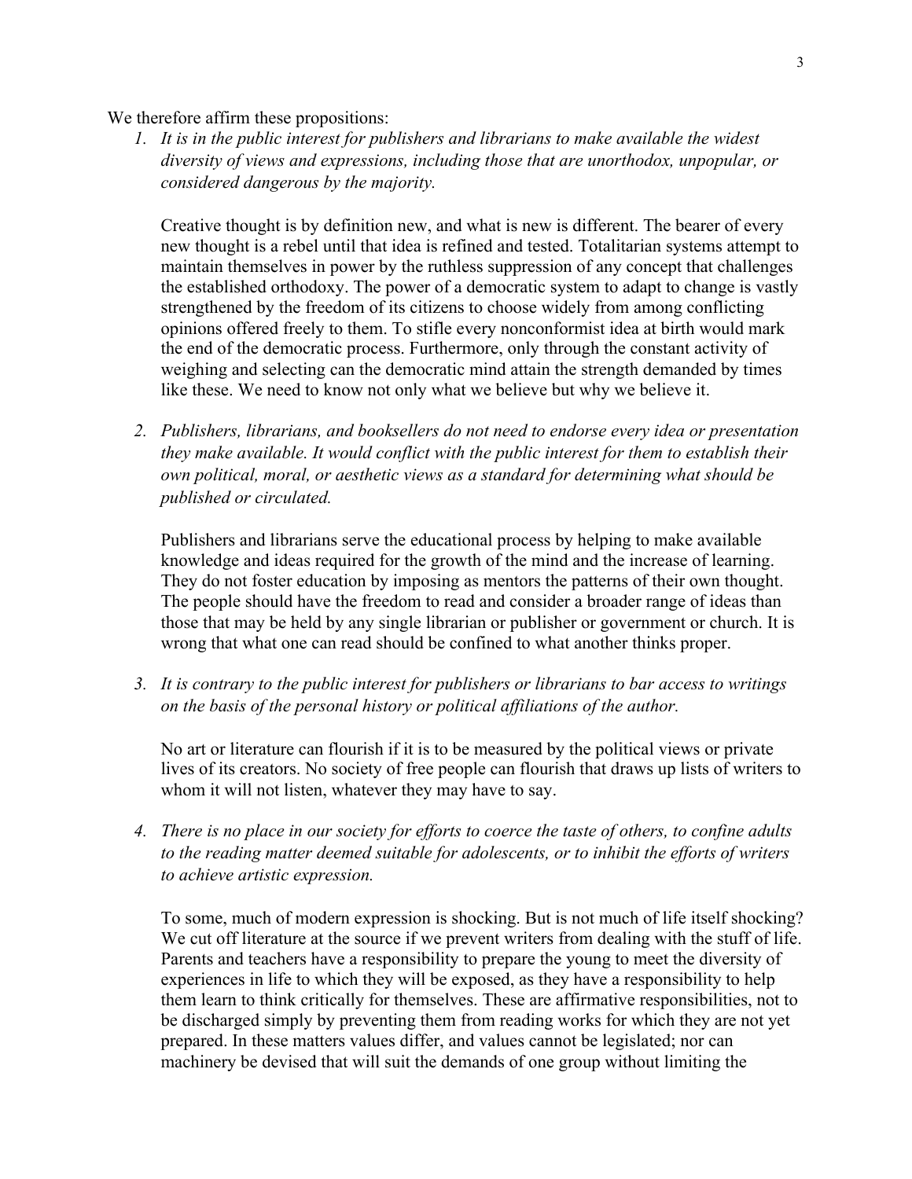We therefore affirm these propositions:

1. *It is in the public interest for publishers and librarians to make available the widest diversity of views and expressions, including those that are unorthodox, unpopular, or considered dangerous by the majority.*

   Creative thought is by definition new, and what is new is different. The bearer of every new thought is a rebel until that idea is refined and tested. Totalitarian systems attempt to maintain themselves in power by the ruthless suppression of any concept that challenges the established orthodoxy. The power of a democratic system to adapt to change is vastly strengthened by the freedom of its citizens to choose widely from among conflicting opinions offered freely to them. To stifle every nonconformist idea at birth would mark the end of the democratic process. Furthermore, only through the constant activity of weighing and selecting can the democratic mind attain the strength demanded by times like these. We need to know not only what we believe but why we believe it.

2. *Publishers, librarians, and booksellers do not need to endorse every idea or presentation they make available. It would conflict with the public interest for them to establish their own political, moral, or aesthetic views as a standard for determining what should be published or circulated.*

   Publishers and librarians serve the educational process by helping to make available knowledge and ideas required for the growth of the mind and the increase of learning. They do not foster education by imposing as mentors the patterns of their own thought. The people should have the freedom to read and consider a broader range of ideas than those that may be held by any single librarian or publisher or government or church. It is wrong that what one can read should be confined to what another thinks proper.

3. *It is contrary to the public interest for publishers or librarians to bar access to writings on the basis of the personal history or political affiliations of the author.*

   No art or literature can flourish if it is to be measured by the political views or private lives of its creators. No society of free people can flourish that draws up lists of writers to whom it will not listen, whatever they may have to say.

4. *There is no place in our society for efforts to coerce the taste of others, to confine adults to the reading matter deemed suitable for adolescents, or to inhibit the efforts of writers to achieve artistic expression.*

   To some, much of modern expression is shocking. But is not much of life itself shocking? We cut off literature at the source if we prevent writers from dealing with the stuff of life. Parents and teachers have a responsibility to prepare the young to meet the diversity of experiences in life to which they will be exposed, as they have a responsibility to help them learn to think critically for themselves. These are affirmative responsibilities, not to be discharged simply by preventing them from reading works for which they are not yet prepared. In these matters values differ, and values cannot be legislated; nor can machinery be devised that will suit the demands of one group without limiting the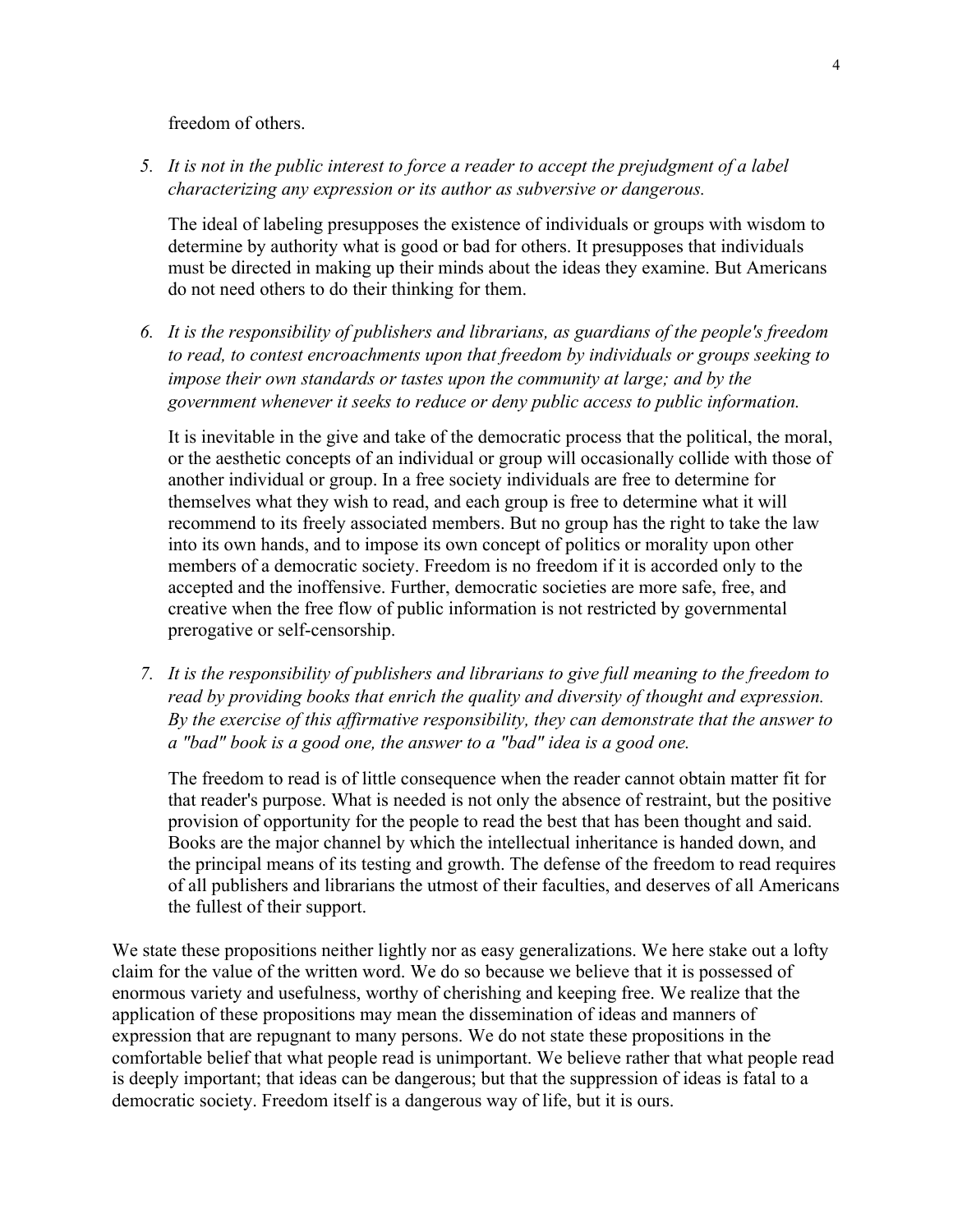freedom of others.

5. *It is not in the public interest to force a reader to accept the prejudgment of a label characterizing any expression or its author as subversive or dangerous.*

   The ideal of labeling presupposes the existence of individuals or groups with wisdom to determine by authority what is good or bad for others. It presupposes that individuals must be directed in making up their minds about the ideas they examine. But Americans do not need others to do their thinking for them.

6. *It is the responsibility of publishers and librarians, as guardians of the people's freedom to read, to contest encroachments upon that freedom by individuals or groups seeking to impose their own standards or tastes upon the community at large; and by the government whenever it seeks to reduce or deny public access to public information.*

   It is inevitable in the give and take of the democratic process that the political, the moral, or the aesthetic concepts of an individual or group will occasionally collide with those of another individual or group. In a free society individuals are free to determine for themselves what they wish to read, and each group is free to determine what it will recommend to its freely associated members. But no group has the right to take the law into its own hands, and to impose its own concept of politics or morality upon other members of a democratic society. Freedom is no freedom if it is accorded only to the accepted and the inoffensive. Further, democratic societies are more safe, free, and creative when the free flow of public information is not restricted by governmental prerogative or self-censorship.

7. *It is the responsibility of publishers and librarians to give full meaning to the freedom to read by providing books that enrich the quality and diversity of thought and expression. By the exercise of this affirmative responsibility, they can demonstrate that the answer to a "bad" book is a good one, the answer to a "bad" idea is a good one.*

   The freedom to read is of little consequence when the reader cannot obtain matter fit for that reader's purpose. What is needed is not only the absence of restraint, but the positive provision of opportunity for the people to read the best that has been thought and said. Books are the major channel by which the intellectual inheritance is handed down, and the principal means of its testing and growth. The defense of the freedom to read requires of all publishers and librarians the utmost of their faculties, and deserves of all Americans the fullest of their support.

We state these propositions neither lightly nor as easy generalizations. We here stake out a lofty claim for the value of the written word. We do so because we believe that it is possessed of enormous variety and usefulness, worthy of cherishing and keeping free. We realize that the application of these propositions may mean the dissemination of ideas and manners of expression that are repugnant to many persons. We do not state these propositions in the comfortable belief that what people read is unimportant. We believe rather that what people read is deeply important; that ideas can be dangerous; but that the suppression of ideas is fatal to a democratic society. Freedom itself is a dangerous way of life, but it is ours.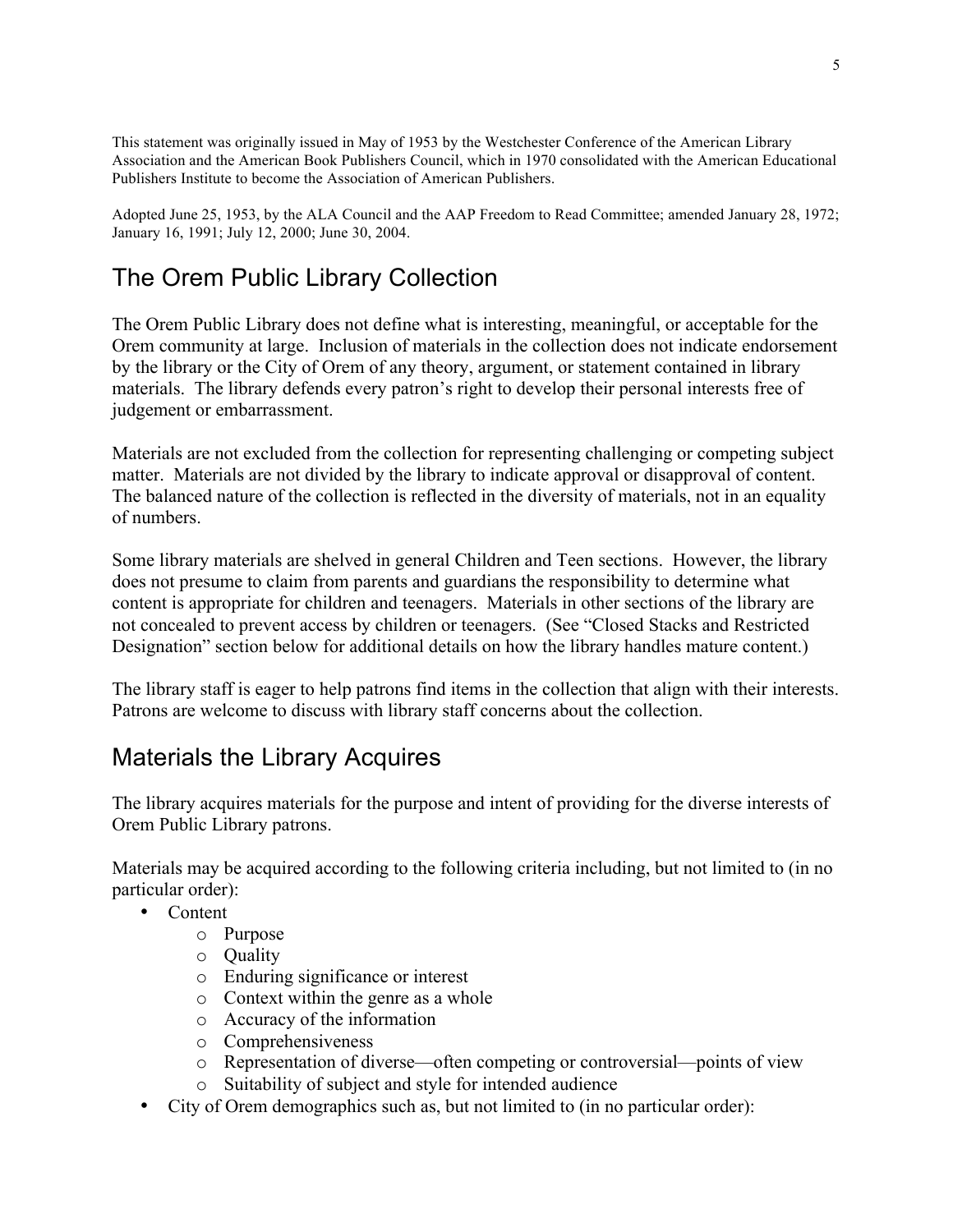This statement was originally issued in May of 1953 by the Westchester Conference of the American Library Association and the American Book Publishers Council, which in 1970 consolidated with the American Educational Publishers Institute to become the Association of American Publishers.

Adopted June 25, 1953, by the ALA Council and the AAP Freedom to Read Committee; amended January 28, 1972; January 16, 1991; July 12, 2000; June 30, 2004.

## The Orem Public Library Collection

The Orem Public Library does not define what is interesting, meaningful, or acceptable for the Orem community at large. Inclusion of materials in the collection does not indicate endorsement by the library or the City of Orem of any theory, argument, or statement contained in library materials. The library defends every patron's right to develop their personal interests free of judgement or embarrassment.

Materials are not excluded from the collection for representing challenging or competing subject matter. Materials are not divided by the library to indicate approval or disapproval of content. The balanced nature of the collection is reflected in the diversity of materials, not in an equality of numbers.

Some library materials are shelved in general Children and Teen sections. However, the library does not presume to claim from parents and guardians the responsibility to determine what content is appropriate for children and teenagers. Materials in other sections of the library are not concealed to prevent access by children or teenagers. (See "Closed Stacks and Restricted Designation" section below for additional details on how the library handles mature content.)

The library staff is eager to help patrons find items in the collection that align with their interests. Patrons are welcome to discuss with library staff concerns about the collection.

## Materials the Library Acquires

The library acquires materials for the purpose and intent of providing for the diverse interests of Orem Public Library patrons.

Materials may be acquired according to the following criteria including, but not limited to (in no particular order):

- Content
  - Purpose
  - Quality
  - Enduring significance or interest
  - Context within the genre as a whole
  - Accuracy of the information
  - Comprehensiveness
  - Representation of diverse—often competing or controversial—points of view
  - Suitability of subject and style for intended audience
- City of Orem demographics such as, but not limited to (in no particular order):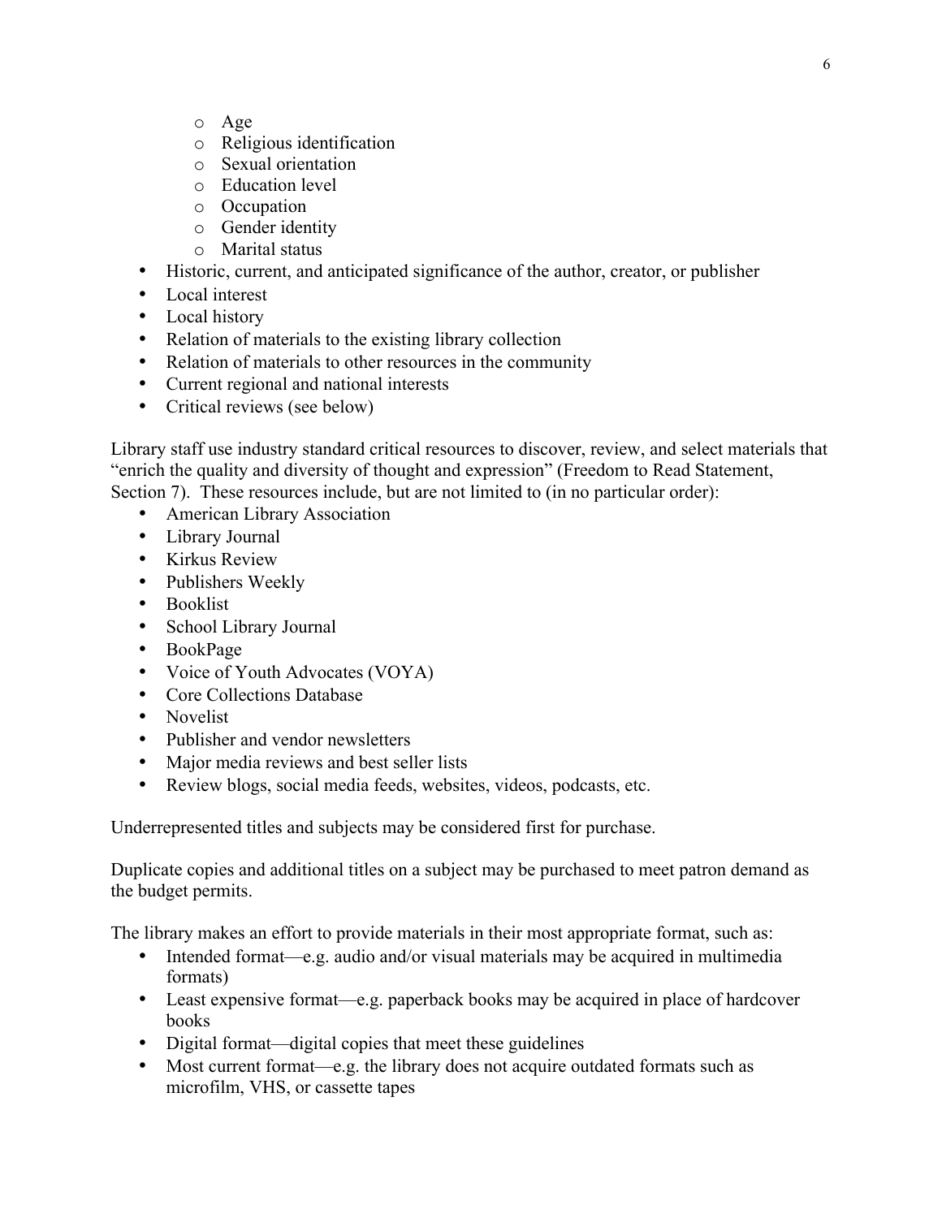- Age
  - Religious identification
  - Sexual orientation
  - Education level
  - Occupation
  - Gender identity
  - Marital status
- Historic, current, and anticipated significance of the author, creator, or publisher
- Local interest
- Local history
- Relation of materials to the existing library collection
- Relation of materials to other resources in the community
- Current regional and national interests
- Critical reviews (see below)

Library staff use industry standard critical resources to discover, review, and select materials that "enrich the quality and diversity of thought and expression" (Freedom to Read Statement, Section 7). These resources include, but are not limited to (in no particular order):

- American Library Association
- Library Journal
- Kirkus Review
- Publishers Weekly
- Booklist
- School Library Journal
- BookPage
- Voice of Youth Advocates (VOYA)
- Core Collections Database
- Novelist
- Publisher and vendor newsletters
- Major media reviews and best seller lists
- Review blogs, social media feeds, websites, videos, podcasts, etc.

Underrepresented titles and subjects may be considered first for purchase.

Duplicate copies and additional titles on a subject may be purchased to meet patron demand as the budget permits.

The library makes an effort to provide materials in their most appropriate format, such as:

- Intended format—e.g. audio and/or visual materials may be acquired in multimedia formats)
- Least expensive format—e.g. paperback books may be acquired in place of hardcover books
- Digital format—digital copies that meet these guidelines
- Most current format—e.g. the library does not acquire outdated formats such as microfilm, VHS, or cassette tapes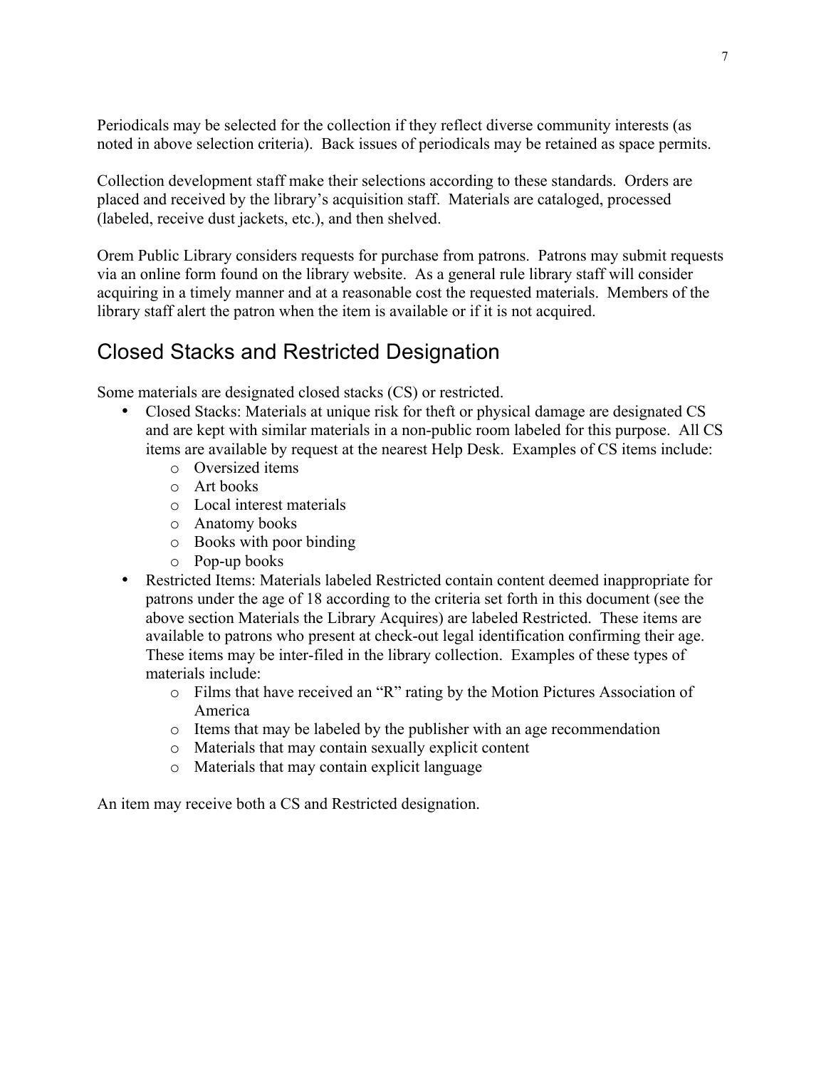Periodicals may be selected for the collection if they reflect diverse community interests (as noted in above selection criteria). Back issues of periodicals may be retained as space permits.

Collection development staff make their selections according to these standards. Orders are placed and received by the library's acquisition staff. Materials are cataloged, processed (labeled, receive dust jackets, etc.), and then shelved.

Orem Public Library considers requests for purchase from patrons. Patrons may submit requests via an online form found on the library website. As a general rule library staff will consider acquiring in a timely manner and at a reasonable cost the requested materials. Members of the library staff alert the patron when the item is available or if it is not acquired.

## Closed Stacks and Restricted Designation

Some materials are designated closed stacks (CS) or restricted.

- Closed Stacks: Materials at unique risk for theft or physical damage are designated CS and are kept with similar materials in a non-public room labeled for this purpose. All CS items are available by request at the nearest Help Desk. Examples of CS items include:
  - Oversized items
  - Art books
  - Local interest materials
  - Anatomy books
  - Books with poor binding
  - Pop-up books
- Restricted Items: Materials labeled Restricted contain content deemed inappropriate for patrons under the age of 18 according to the criteria set forth in this document (see the above section Materials the Library Acquires) are labeled Restricted. These items are available to patrons who present at check-out legal identification confirming their age. These items may be inter-filed in the library collection. Examples of these types of materials include:
  - Films that have received an "R" rating by the Motion Pictures Association of America
  - Items that may be labeled by the publisher with an age recommendation
  - Materials that may contain sexually explicit content
  - Materials that may contain explicit language

An item may receive both a CS and Restricted designation.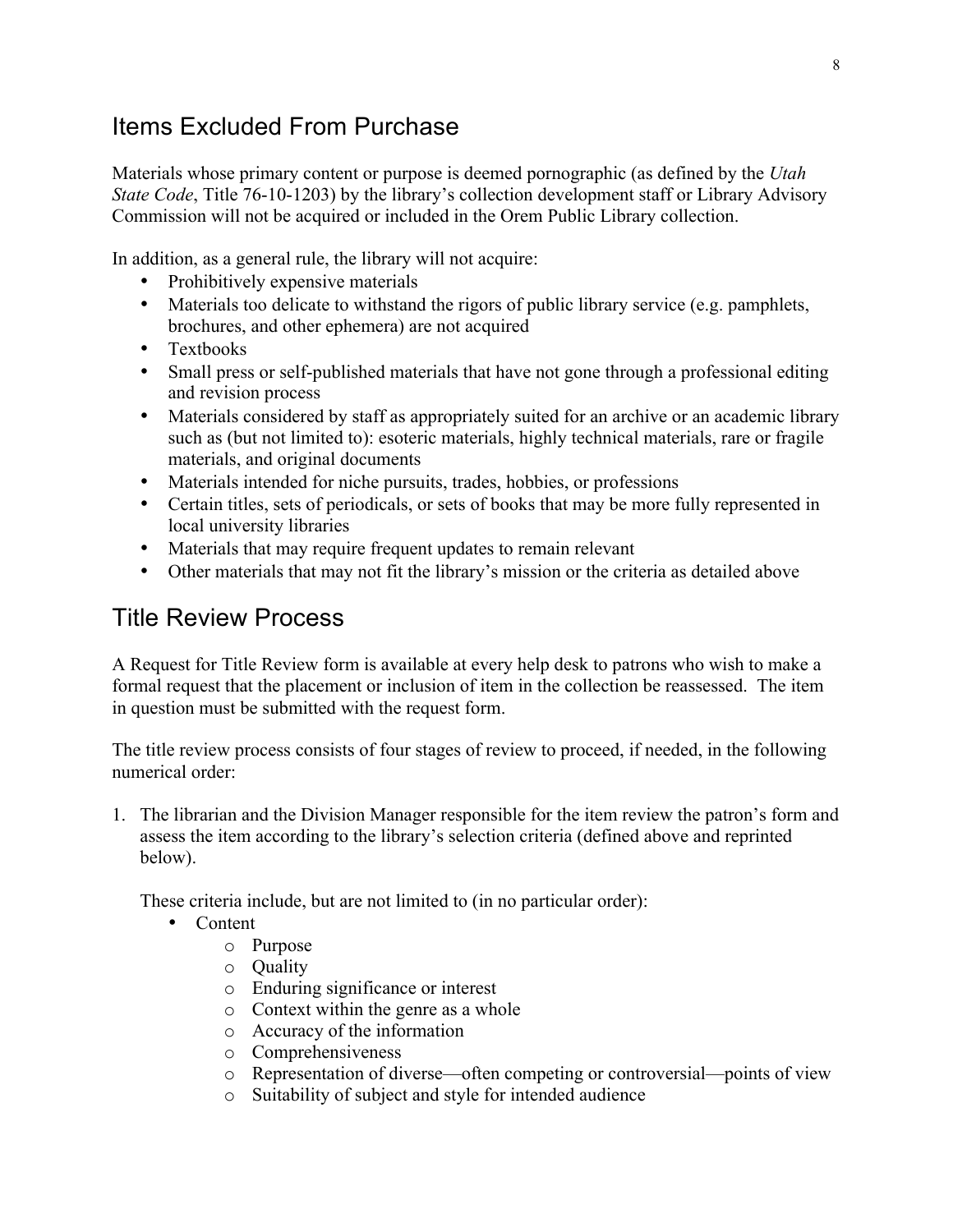## Items Excluded From Purchase

Materials whose primary content or purpose is deemed pornographic (as defined by the *Utah State Code*, Title 76-10-1203) by the library's collection development staff or Library Advisory Commission will not be acquired or included in the Orem Public Library collection.

In addition, as a general rule, the library will not acquire:

- Prohibitively expensive materials
- Materials too delicate to withstand the rigors of public library service (e.g. pamphlets, brochures, and other ephemera) are not acquired
- Textbooks
- Small press or self-published materials that have not gone through a professional editing and revision process
- Materials considered by staff as appropriately suited for an archive or an academic library such as (but not limited to): esoteric materials, highly technical materials, rare or fragile materials, and original documents
- Materials intended for niche pursuits, trades, hobbies, or professions
- Certain titles, sets of periodicals, or sets of books that may be more fully represented in local university libraries
- Materials that may require frequent updates to remain relevant
- Other materials that may not fit the library's mission or the criteria as detailed above

## Title Review Process

A Request for Title Review form is available at every help desk to patrons who wish to make a formal request that the placement or inclusion of item in the collection be reassessed. The item in question must be submitted with the request form.

The title review process consists of four stages of review to proceed, if needed, in the following numerical order:

1. The librarian and the Division Manager responsible for the item review the patron's form and assess the item according to the library's selection criteria (defined above and reprinted below).

   These criteria include, but are not limited to (in no particular order):
   - Content
     - Purpose
     - Quality
     - Enduring significance or interest
     - Context within the genre as a whole
     - Accuracy of the information
     - Comprehensiveness
     - Representation of diverse—often competing or controversial—points of view
     - Suitability of subject and style for intended audience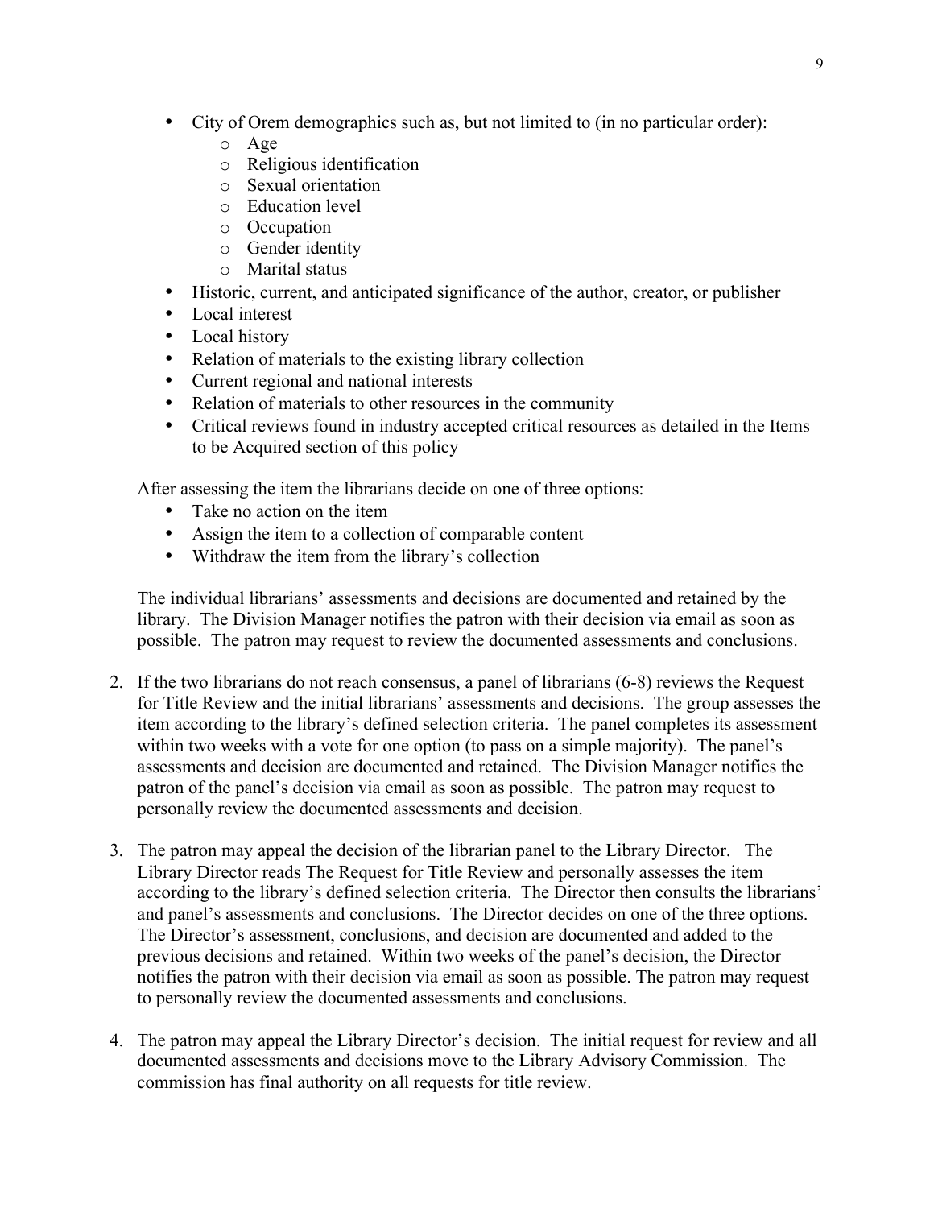- City of Orem demographics such as, but not limited to (in no particular order):
  - Age
  - Religious identification
  - Sexual orientation
  - Education level
  - Occupation
  - Gender identity
  - Marital status
- Historic, current, and anticipated significance of the author, creator, or publisher
- Local interest
- Local history
- Relation of materials to the existing library collection
- Current regional and national interests
- Relation of materials to other resources in the community
- Critical reviews found in industry accepted critical resources as detailed in the Items to be Acquired section of this policy

After assessing the item the librarians decide on one of three options:

- Take no action on the item
- Assign the item to a collection of comparable content
- Withdraw the item from the library's collection

The individual librarians' assessments and decisions are documented and retained by the library. The Division Manager notifies the patron with their decision via email as soon as possible. The patron may request to review the documented assessments and conclusions.

2. If the two librarians do not reach consensus, a panel of librarians (6-8) reviews the Request for Title Review and the initial librarians' assessments and decisions. The group assesses the item according to the library's defined selection criteria. The panel completes its assessment within two weeks with a vote for one option (to pass on a simple majority). The panel's assessments and decision are documented and retained. The Division Manager notifies the patron of the panel's decision via email as soon as possible. The patron may request to personally review the documented assessments and decision.

3. The patron may appeal the decision of the librarian panel to the Library Director. The Library Director reads The Request for Title Review and personally assesses the item according to the library's defined selection criteria. The Director then consults the librarians' and panel's assessments and conclusions. The Director decides on one of the three options. The Director's assessment, conclusions, and decision are documented and added to the previous decisions and retained. Within two weeks of the panel's decision, the Director notifies the patron with their decision via email as soon as possible. The patron may request to personally review the documented assessments and conclusions.

4. The patron may appeal the Library Director's decision. The initial request for review and all documented assessments and decisions move to the Library Advisory Commission. The commission has final authority on all requests for title review.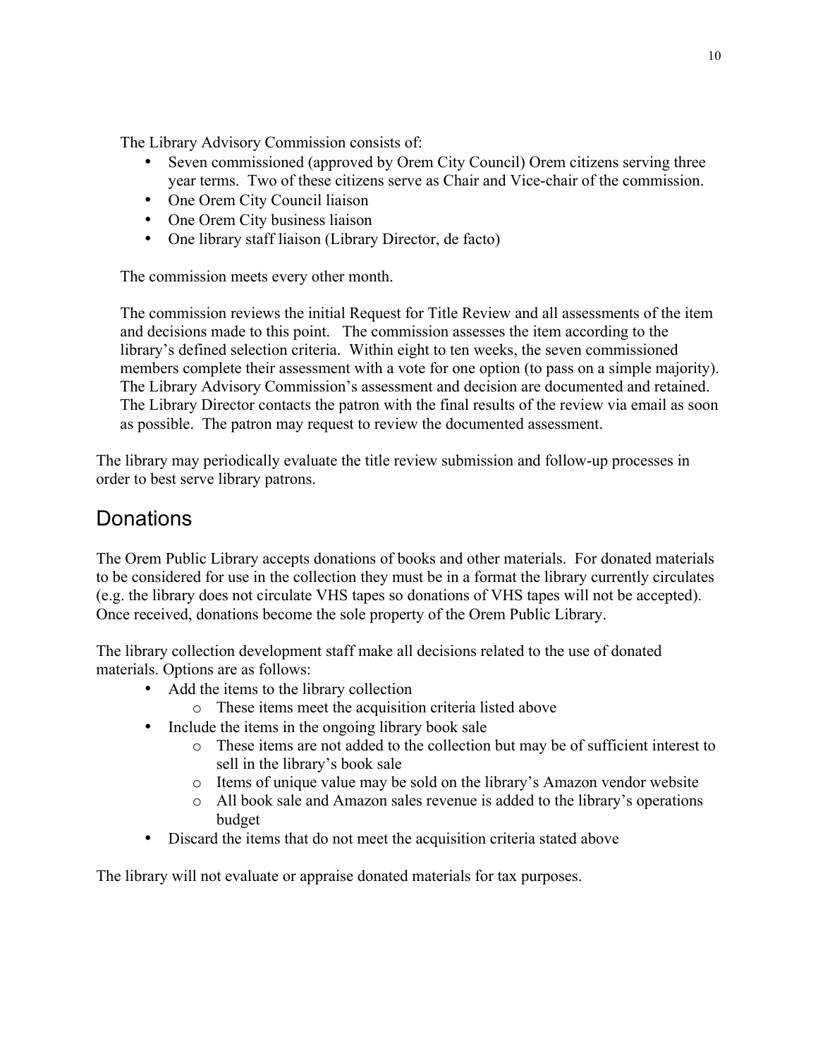The Library Advisory Commission consists of:

- Seven commissioned (approved by Orem City Council) Orem citizens serving three year terms. Two of these citizens serve as Chair and Vice-chair of the commission.
- One Orem City Council liaison
- One Orem City business liaison
- One library staff liaison (Library Director, de facto)

The commission meets every other month.

The commission reviews the initial Request for Title Review and all assessments of the item and decisions made to this point. The commission assesses the item according to the library's defined selection criteria. Within eight to ten weeks, the seven commissioned members complete their assessment with a vote for one option (to pass on a simple majority). The Library Advisory Commission's assessment and decision are documented and retained. The Library Director contacts the patron with the final results of the review via email as soon as possible. The patron may request to review the documented assessment.

The library may periodically evaluate the title review submission and follow-up processes in order to best serve library patrons.

## Donations

The Orem Public Library accepts donations of books and other materials. For donated materials to be considered for use in the collection they must be in a format the library currently circulates (e.g. the library does not circulate VHS tapes so donations of VHS tapes will not be accepted). Once received, donations become the sole property of the Orem Public Library.

The library collection development staff make all decisions related to the use of donated materials. Options are as follows:

- Add the items to the library collection
  - These items meet the acquisition criteria listed above
- Include the items in the ongoing library book sale
  - These items are not added to the collection but may be of sufficient interest to sell in the library's book sale
  - Items of unique value may be sold on the library's Amazon vendor website
  - All book sale and Amazon sales revenue is added to the library's operations budget
- Discard the items that do not meet the acquisition criteria stated above

The library will not evaluate or appraise donated materials for tax purposes.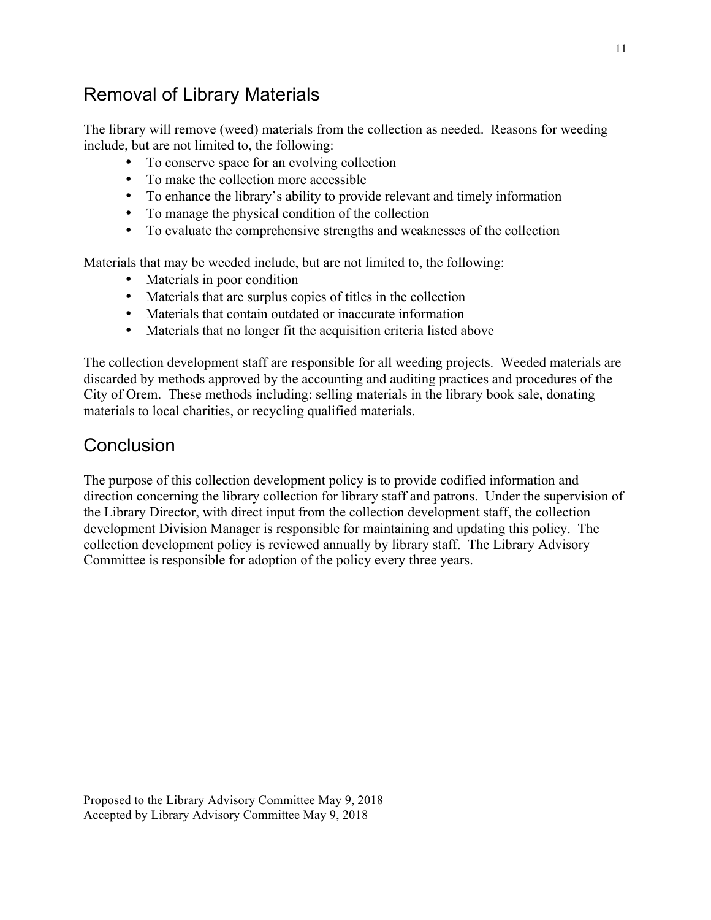## Removal of Library Materials

The library will remove (weed) materials from the collection as needed. Reasons for weeding include, but are not limited to, the following:

- To conserve space for an evolving collection
- To make the collection more accessible
- To enhance the library's ability to provide relevant and timely information
- To manage the physical condition of the collection
- To evaluate the comprehensive strengths and weaknesses of the collection

Materials that may be weeded include, but are not limited to, the following:

- Materials in poor condition
- Materials that are surplus copies of titles in the collection
- Materials that contain outdated or inaccurate information
- Materials that no longer fit the acquisition criteria listed above

The collection development staff are responsible for all weeding projects. Weeded materials are discarded by methods approved by the accounting and auditing practices and procedures of the City of Orem. These methods including: selling materials in the library book sale, donating materials to local charities, or recycling qualified materials.

## Conclusion

The purpose of this collection development policy is to provide codified information and direction concerning the library collection for library staff and patrons. Under the supervision of the Library Director, with direct input from the collection development staff, the collection development Division Manager is responsible for maintaining and updating this policy. The collection development policy is reviewed annually by library staff. The Library Advisory Committee is responsible for adoption of the policy every three years.

Proposed to the Library Advisory Committee May 9, 2018
Accepted by Library Advisory Committee May 9, 2018